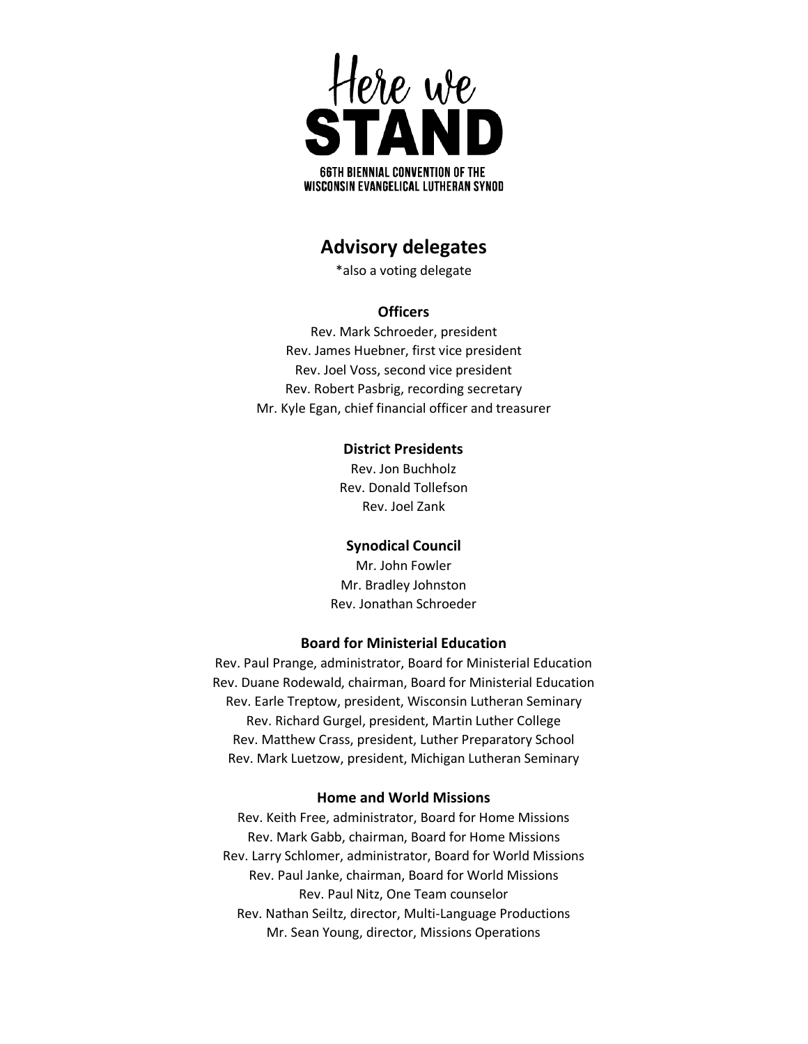Here we

STAND

66TH BIENNIAL CONVENTION OF THE
WISCONSIN EVANGELICAL LUTHERAN SYNOD

# Advisory delegates

*also a voting delegate

### Officers

Rev. Mark Schroeder, president
Rev. James Huebner, first vice president
Rev. Joel Voss, second vice president
Rev. Robert Pasbrig, recording secretary
Mr. Kyle Egan, chief financial officer and treasurer

### District Presidents

Rev. Jon Buchholz
Rev. Donald Tollefson
Rev. Joel Zank

### Synodical Council

Mr. John Fowler
Mr. Bradley Johnston
Rev. Jonathan Schroeder

### Board for Ministerial Education

Rev. Paul Prange, administrator, Board for Ministerial Education
Rev. Duane Rodewald, chairman, Board for Ministerial Education
Rev. Earle Treptow, president, Wisconsin Lutheran Seminary
Rev. Richard Gurgel, president, Martin Luther College
Rev. Matthew Crass, president, Luther Preparatory School
Rev. Mark Luetzow, president, Michigan Lutheran Seminary

### Home and World Missions

Rev. Keith Free, administrator, Board for Home Missions
Rev. Mark Gabb, chairman, Board for Home Missions
Rev. Larry Schlomer, administrator, Board for World Missions
Rev. Paul Janke, chairman, Board for World Missions
Rev. Paul Nitz, One Team counselor
Rev. Nathan Seiltz, director, Multi-Language Productions
Mr. Sean Young, director, Missions Operations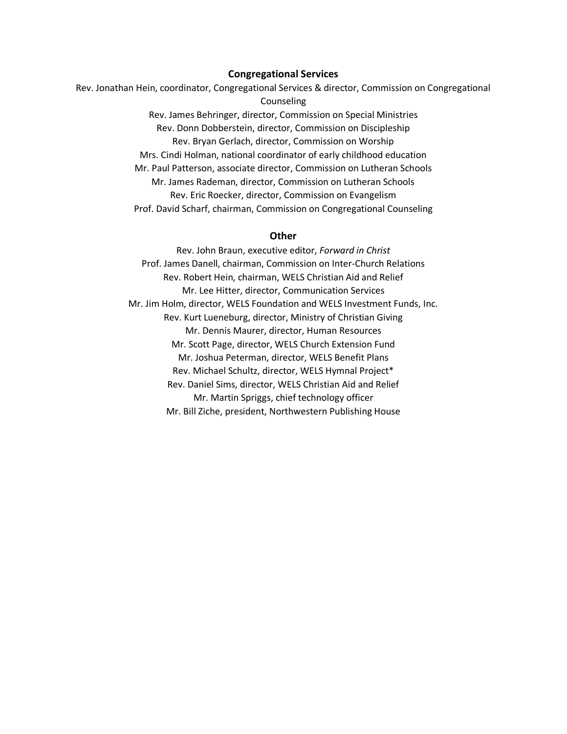**Congregational Services**

Rev. Jonathan Hein, coordinator, Congregational Services & director, Commission on Congregational Counseling
Rev. James Behringer, director, Commission on Special Ministries
Rev. Donn Dobberstein, director, Commission on Discipleship
Rev. Bryan Gerlach, director, Commission on Worship
Mrs. Cindi Holman, national coordinator of early childhood education
Mr. Paul Patterson, associate director, Commission on Lutheran Schools
Mr. James Rademan, director, Commission on Lutheran Schools
Rev. Eric Roecker, director, Commission on Evangelism
Prof. David Scharf, chairman, Commission on Congregational Counseling

**Other**

Rev. John Braun, executive editor, *Forward in Christ*
Prof. James Danell, chairman, Commission on Inter-Church Relations
Rev. Robert Hein, chairman, WELS Christian Aid and Relief
Mr. Lee Hitter, director, Communication Services
Mr. Jim Holm, director, WELS Foundation and WELS Investment Funds, Inc.
Rev. Kurt Lueneburg, director, Ministry of Christian Giving
Mr. Dennis Maurer, director, Human Resources
Mr. Scott Page, director, WELS Church Extension Fund
Mr. Joshua Peterman, director, WELS Benefit Plans
Rev. Michael Schultz, director, WELS Hymnal Project*
Rev. Daniel Sims, director, WELS Christian Aid and Relief
Mr. Martin Spriggs, chief technology officer
Mr. Bill Ziche, president, Northwestern Publishing House